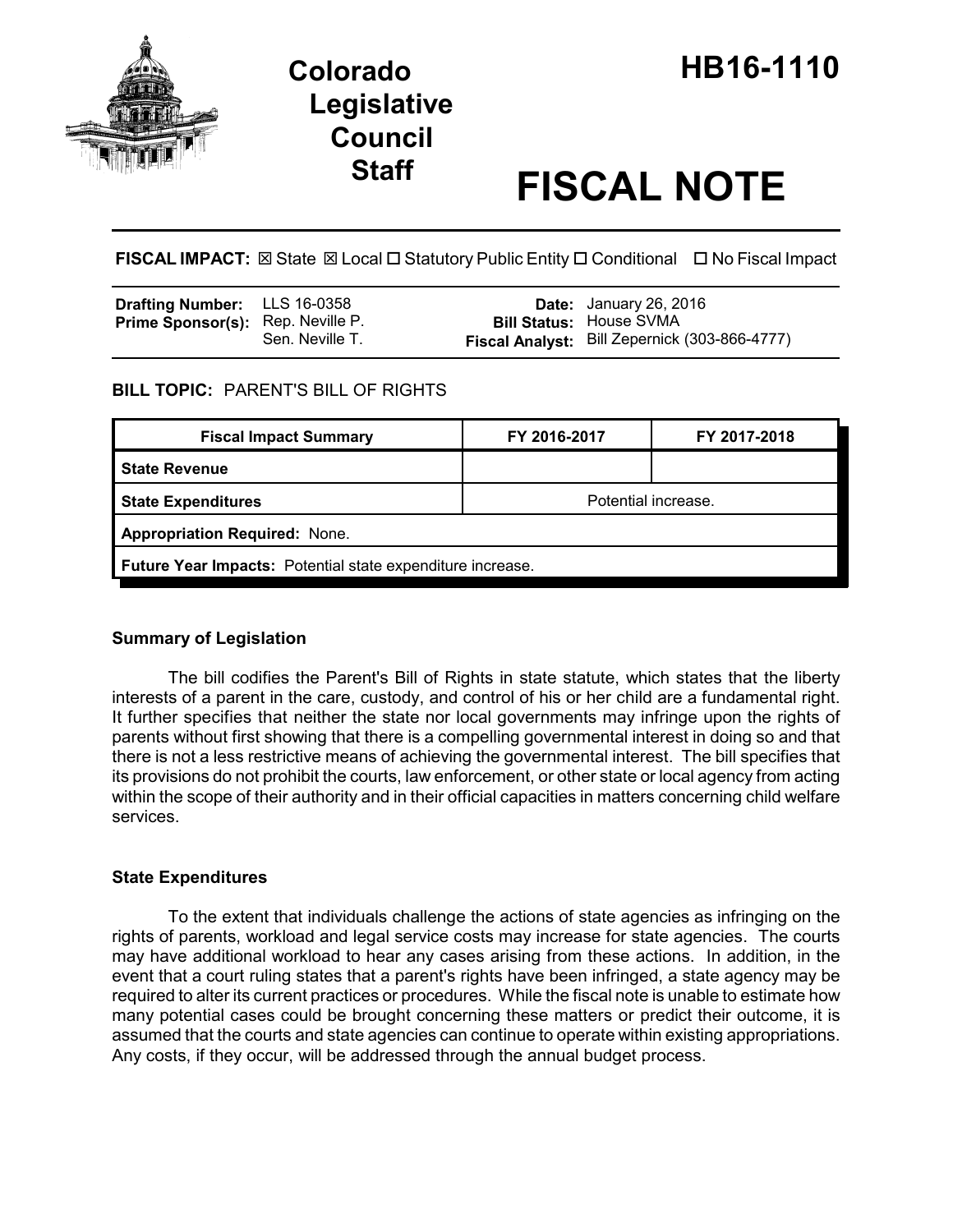# Colorado Legislative Council Staff

# HB16-1110

# FISCAL NOTE

**FISCAL IMPACT:** ☒ State ☒ Local ☐ Statutory Public Entity ☐ Conditional ☐ No Fiscal Impact

| | | | |
|---|---|---|---|
| **Drafting Number:** | LLS 16-0358 | **Date:** | January 26, 2016 |
| **Prime Sponsor(s):** | Rep. Neville P. | **Bill Status:** | House SVMA |
| | Sen. Neville T. | **Fiscal Analyst:** | Bill Zepernick (303-866-4777) |

**BILL TOPIC:** PARENT'S BILL OF RIGHTS

| Fiscal Impact Summary | FY 2016-2017 | FY 2017-2018 |
|---|---|---|
| **State Revenue** | | |
| **State Expenditures** | Potential increase. | |
| **Appropriation Required:** None. | | |
| **Future Year Impacts:** Potential state expenditure increase. | | |

### Summary of Legislation

The bill codifies the Parent's Bill of Rights in state statute, which states that the liberty interests of a parent in the care, custody, and control of his or her child are a fundamental right. It further specifies that neither the state nor local governments may infringe upon the rights of parents without first showing that there is a compelling governmental interest in doing so and that there is not a less restrictive means of achieving the governmental interest. The bill specifies that its provisions do not prohibit the courts, law enforcement, or other state or local agency from acting within the scope of their authority and in their official capacities in matters concerning child welfare services.

### State Expenditures

To the extent that individuals challenge the actions of state agencies as infringing on the rights of parents, workload and legal service costs may increase for state agencies. The courts may have additional workload to hear any cases arising from these actions. In addition, in the event that a court ruling states that a parent's rights have been infringed, a state agency may be required to alter its current practices or procedures. While the fiscal note is unable to estimate how many potential cases could be brought concerning these matters or predict their outcome, it is assumed that the courts and state agencies can continue to operate within existing appropriations. Any costs, if they occur, will be addressed through the annual budget process.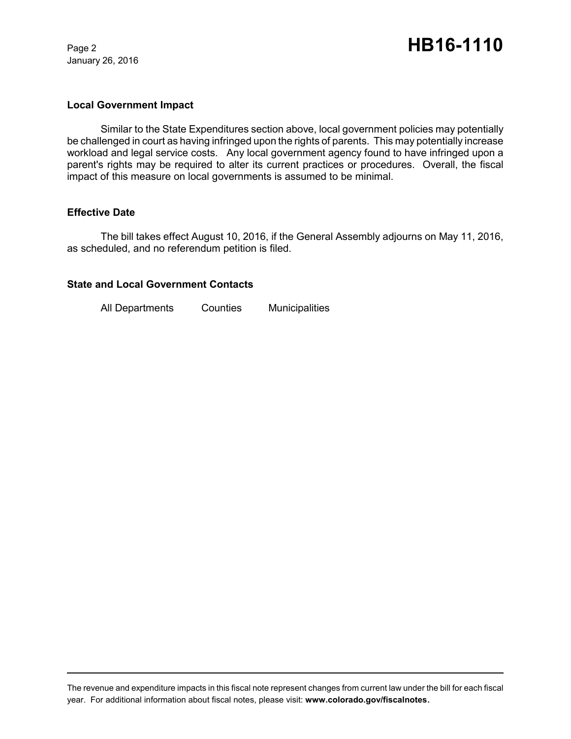## Local Government Impact

Similar to the State Expenditures section above, local government policies may potentially be challenged in court as having infringed upon the rights of parents. This may potentially increase workload and legal service costs. Any local government agency found to have infringed upon a parent's rights may be required to alter its current practices or procedures. Overall, the fiscal impact of this measure on local governments is assumed to be minimal.

## Effective Date

The bill takes effect August 10, 2016, if the General Assembly adjourns on May 11, 2016, as scheduled, and no referendum petition is filed.

## State and Local Government Contacts

All Departments Counties Municipalities

The revenue and expenditure impacts in this fiscal note represent changes from current law under the bill for each fiscal year. For additional information about fiscal notes, please visit: **www.colorado.gov/fiscalnotes.**